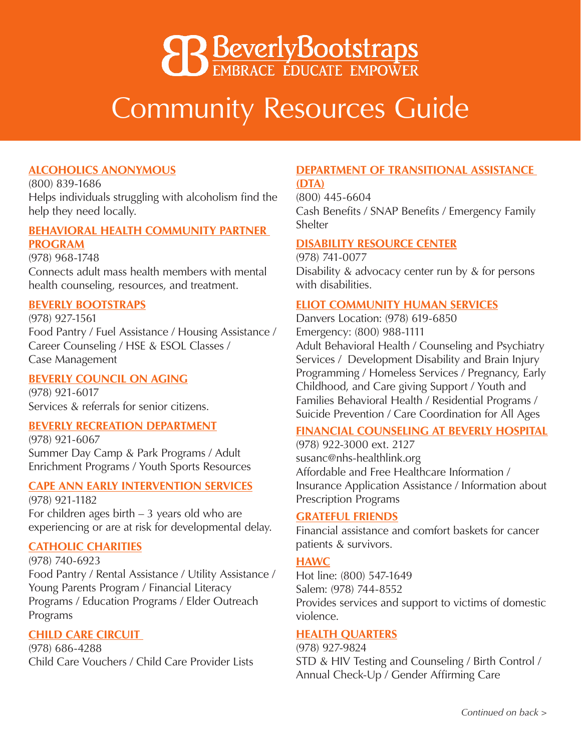# BeverlyBootstraps

EMBRACE EDUCATE EMPOWER

# Community Resources Guide

**ALCOHOLICS ANONYMOUS**

(800) 839-1686

Helps individuals struggling with alcoholism find the help they need locally.

**BEHAVIORAL HEALTH COMMUNITY PARTNER PROGRAM**

(978) 968-1748

Connects adult mass health members with mental health counseling, resources, and treatment.

**BEVERLY BOOTSTRAPS**

(978) 927-1561

Food Pantry / Fuel Assistance / Housing Assistance / Career Counseling / HSE & ESOL Classes / Case Management

**BEVERLY COUNCIL ON AGING**

(978) 921-6017

Services & referrals for senior citizens.

**BEVERLY RECREATION DEPARTMENT**

(978) 921-6067

Summer Day Camp & Park Programs / Adult Enrichment Programs / Youth Sports Resources

**CAPE ANN EARLY INTERVENTION SERVICES**

(978) 921-1182

For children ages birth – 3 years old who are experiencing or are at risk for developmental delay.

**CATHOLIC CHARITIES**

(978) 740-6923

Food Pantry / Rental Assistance / Utility Assistance / Young Parents Program / Financial Literacy Programs / Education Programs / Elder Outreach Programs

**CHILD CARE CIRCUIT**

(978) 686-4288

Child Care Vouchers / Child Care Provider Lists

**DEPARTMENT OF TRANSITIONAL ASSISTANCE (DTA)**

(800) 445-6604

Cash Benefits / SNAP Benefits / Emergency Family Shelter

**DISABILITY RESOURCE CENTER**

(978) 741-0077

Disability & advocacy center run by & for persons with disabilities.

**ELIOT COMMUNITY HUMAN SERVICES**

Danvers Location: (978) 619-6850

Emergency: (800) 988-1111

Adult Behavioral Health / Counseling and Psychiatry Services / Development Disability and Brain Injury Programming / Homeless Services / Pregnancy, Early Childhood, and Care giving Support / Youth and Families Behavioral Health / Residential Programs / Suicide Prevention / Care Coordination for All Ages

**FINANCIAL COUNSELING AT BEVERLY HOSPITAL**

(978) 922-3000 ext. 2127

susanc@nhs-healthlink.org

Affordable and Free Healthcare Information / Insurance Application Assistance / Information about Prescription Programs

**GRATEFUL FRIENDS**

Financial assistance and comfort baskets for cancer patients & survivors.

**HAWC**

Hot line: (800) 547-1649

Salem: (978) 744-8552

Provides services and support to victims of domestic violence.

**HEALTH QUARTERS**

(978) 927-9824

STD & HIV Testing and Counseling / Birth Control / Annual Check-Up / Gender Affirming Care

*Continued on back >*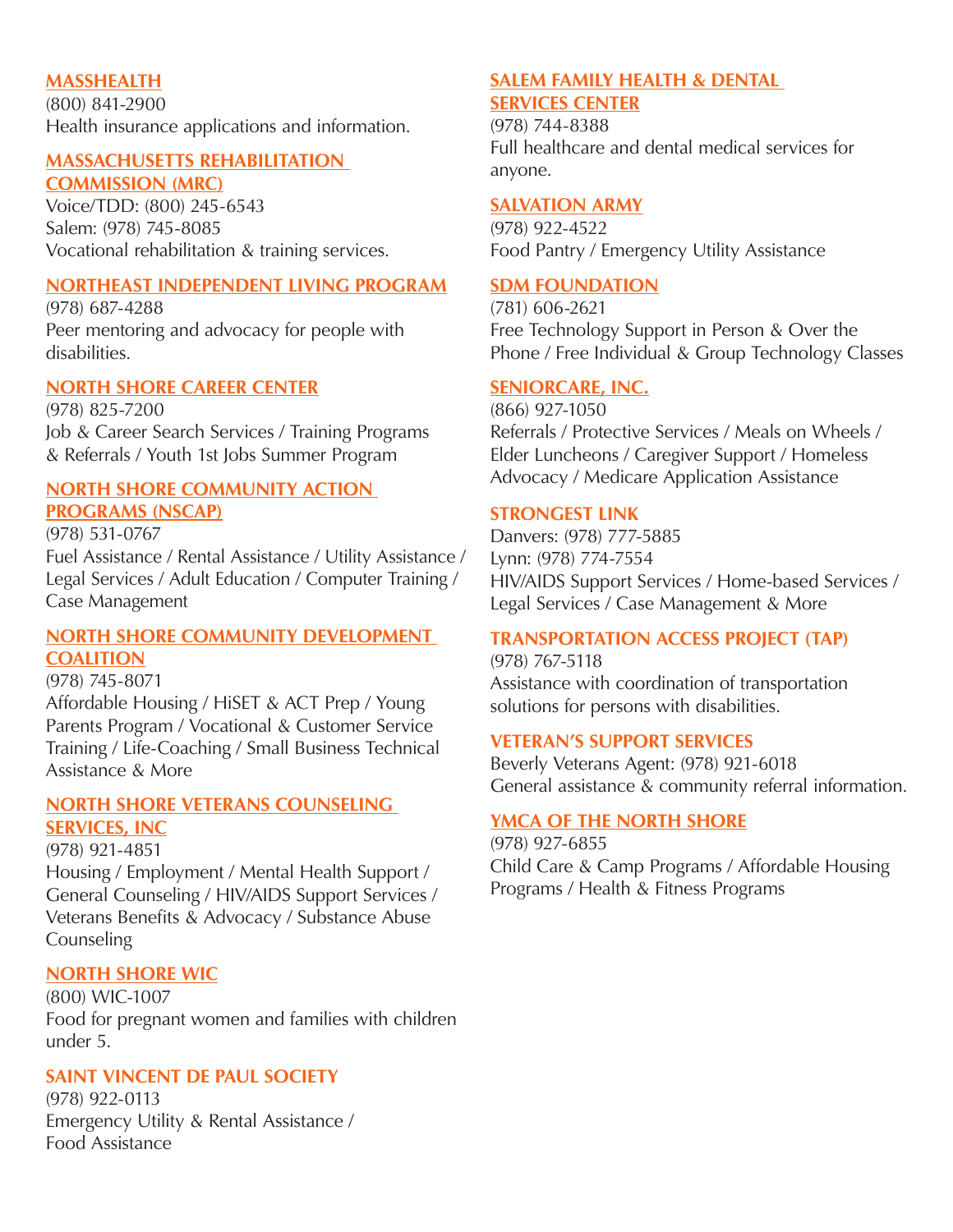## MASSHEALTH

(800) 841-2900
Health insurance applications and information.

## MASSACHUSETTS REHABILITATION COMMISSION (MRC)

Voice/TDD: (800) 245-6543
Salem: (978) 745-8085
Vocational rehabilitation & training services.

## NORTHEAST INDEPENDENT LIVING PROGRAM

(978) 687-4288
Peer mentoring and advocacy for people with disabilities.

## NORTH SHORE CAREER CENTER

(978) 825-7200
Job & Career Search Services / Training Programs & Referrals / Youth 1st Jobs Summer Program

## NORTH SHORE COMMUNITY ACTION PROGRAMS (NSCAP)

(978) 531-0767
Fuel Assistance / Rental Assistance / Utility Assistance / Legal Services / Adult Education / Computer Training / Case Management

## NORTH SHORE COMMUNITY DEVELOPMENT COALITION

(978) 745-8071
Affordable Housing / HiSET & ACT Prep / Young Parents Program / Vocational & Customer Service Training / Life-Coaching / Small Business Technical Assistance & More

## NORTH SHORE VETERANS COUNSELING SERVICES, INC

(978) 921-4851
Housing / Employment / Mental Health Support / General Counseling / HIV/AIDS Support Services / Veterans Benefits & Advocacy / Substance Abuse Counseling

## NORTH SHORE WIC

(800) WIC-1007
Food for pregnant women and families with children under 5.

## SAINT VINCENT DE PAUL SOCIETY

(978) 922-0113
Emergency Utility & Rental Assistance / Food Assistance

## SALEM FAMILY HEALTH & DENTAL SERVICES CENTER

(978) 744-8388
Full healthcare and dental medical services for anyone.

## SALVATION ARMY

(978) 922-4522
Food Pantry / Emergency Utility Assistance

## SDM FOUNDATION

(781) 606-2621
Free Technology Support in Person & Over the Phone / Free Individual & Group Technology Classes

## SENIORCARE, INC.

(866) 927-1050
Referrals / Protective Services / Meals on Wheels / Elder Luncheons / Caregiver Support / Homeless Advocacy / Medicare Application Assistance

## STRONGEST LINK

Danvers: (978) 777-5885
Lynn: (978) 774-7554
HIV/AIDS Support Services / Home-based Services / Legal Services / Case Management & More

## TRANSPORTATION ACCESS PROJECT (TAP)

(978) 767-5118
Assistance with coordination of transportation solutions for persons with disabilities.

## VETERAN'S SUPPORT SERVICES

Beverly Veterans Agent: (978) 921-6018
General assistance & community referral information.

## YMCA OF THE NORTH SHORE

(978) 927-6855
Child Care & Camp Programs / Affordable Housing Programs / Health & Fitness Programs